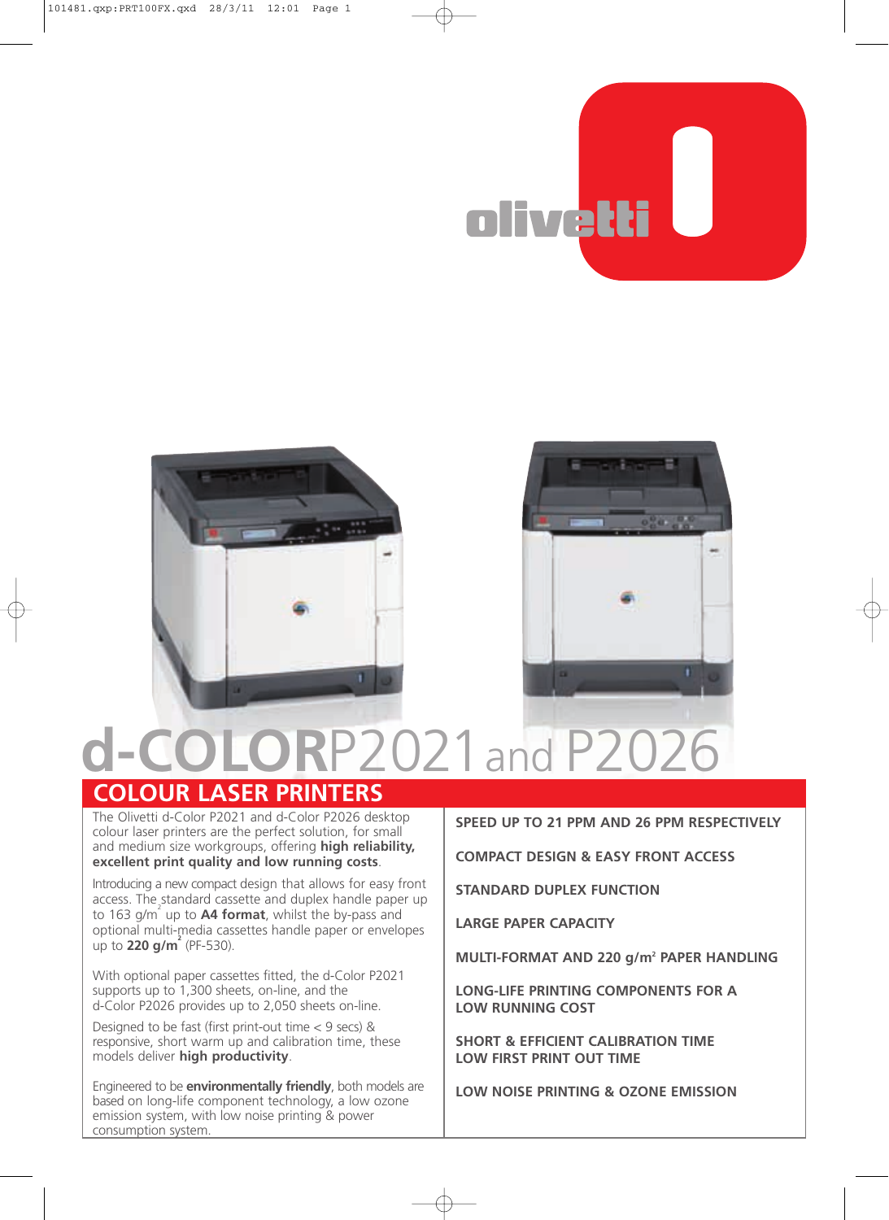# d-COLOR P2021 and P2026

## COLOUR LASER PRINTERS

The Olivetti d-Color P2021 and d-Color P2026 desktop colour laser printers are the perfect solution, for small and medium size workgroups, offering **high reliability, excellent print quality and low running costs**.

Introducing a new compact design that allows for easy front access. The standard cassette and duplex handle paper up to 163 g/m² up to **A4 format**, whilst the by-pass and optional multi-media cassettes handle paper or envelopes up to **220 g/m²** (PF-530).

With optional paper cassettes fitted, the d-Color P2021 supports up to 1,300 sheets, on-line, and the d-Color P2026 provides up to 2,050 sheets on-line.

Designed to be fast (first print-out time < 9 secs) & responsive, short warm up and calibration time, these models deliver **high productivity**.

Engineered to be **environmentally friendly**, both models are based on long-life component technology, a low ozone emission system, with low noise printing & power consumption system.

**SPEED UP TO 21 PPM AND 26 PPM RESPECTIVELY**

**COMPACT DESIGN & EASY FRONT ACCESS**

**STANDARD DUPLEX FUNCTION**

**LARGE PAPER CAPACITY**

**MULTI-FORMAT AND 220 g/m² PAPER HANDLING**

**LONG-LIFE PRINTING COMPONENTS FOR A LOW RUNNING COST**

**SHORT & EFFICIENT CALIBRATION TIME LOW FIRST PRINT OUT TIME**

**LOW NOISE PRINTING & OZONE EMISSION**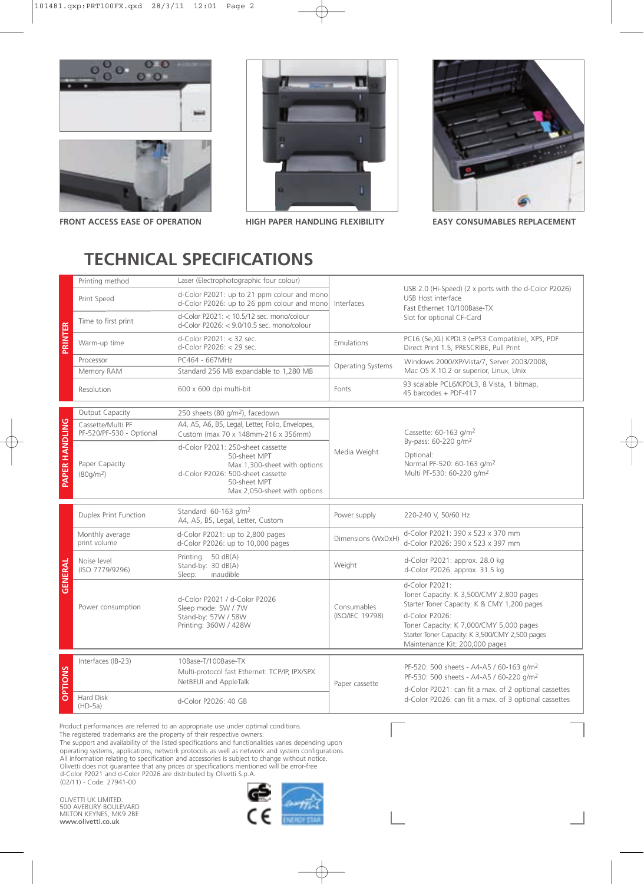FRONT ACCESS EASE OF OPERATION

HIGH PAPER HANDLING FLEXIBILITY

EASY CONSUMABLES REPLACEMENT

# TECHNICAL SPECIFICATIONS

## PRINTER

| | | | |
|---|---|---|---|
| Printing method | Laser (Electrophotographic four colour) | Interfaces | USB 2.0 (Hi-Speed) (2 x ports with the d-Color P2026)<br>USB Host interface<br>Fast Ethernet 10/100Base-TX<br>Slot for optional CF-Card |
| Print Speed | d-Color P2021: up to 21 ppm colour and mono<br>d-Color P2026: up to 26 ppm colour and mono | | |
| Time to first print | d-Color P2021: < 10.5/12 sec. mono/colour<br>d-Color P2026: < 9.0/10.5 sec. mono/colour | | |
| Warm-up time | d-Color P2021: < 32 sec.<br>d-Color P2026: < 29 sec. | Emulations | PCL6 (5e,XL) KPDL3 (=PS3 Compatible), XPS, PDF<br>Direct Print 1.5, PRESCRIBE, Pull Print |
| Processor | PC464 - 667MHz | Operating Systems | Windows 2000/XP/Vista/7, Server 2003/2008,<br>Mac OS X 10.2 or superior, Linux, Unix |
| Memory RAM | Standard 256 MB expandable to 1,280 MB | | |
| Resolution | 600 x 600 dpi multi-bit | Fonts | 93 scalable PCL6/KPDL3, 8 Vista, 1 bitmap,<br>45 barcodes + PDF-417 |

## PAPER HANDLING

| | | | |
|---|---|---|---|
| Output Capacity | 250 sheets (80 g/m²), facedown | Media Weight | Cassette: 60-163 g/m²<br>By-pass: 60-220 g/m²<br>Optional:<br>Normal PF-520: 60-163 g/m²<br>Multi PF-530: 60-220 g/m² |
| Cassette/Multi PF<br>PF-520/PF-530 - Optional | A4, A5, A6, B5, Legal, Letter, Folio, Envelopes,<br>Custom (max 70 x 148mm-216 x 356mm) | | |
| Paper Capacity<br>(80g/m²) | d-Color P2021: 250-sheet cassette<br>50-sheet MPT<br>Max 1,300-sheet with options<br>d-Color P2026: 500-sheet cassette<br>50-sheet MPT<br>Max 2,050-sheet with options | | |

## GENERAL

| | | | |
|---|---|---|---|
| Duplex Print Function | Standard 60-163 g/m²<br>A4, A5, B5, Legal, Letter, Custom | Power supply | 220-240 V, 50/60 Hz |
| Monthly average print volume | d-Color P2021: up to 2,800 pages<br>d-Color P2026: up to 10,000 pages | Dimensions (WxDxH) | d-Color P2021: 390 x 523 x 370 mm<br>d-Color P2026: 390 x 523 x 397 mm |
| Noise level<br>(ISO 7779/9296) | Printing 50 dB(A)<br>Stand-by: 30 dB(A)<br>Sleep: inaudible | Weight | d-Color P2021: approx. 28.0 kg<br>d-Color P2026: approx. 31.5 kg |
| Power consumption | d-Color P2021 / d-Color P2026<br>Sleep mode: 5W / 7W<br>Stand-by: 57W / 58W<br>Printing: 360W / 428W | Consumables<br>(ISO/IEC 19798) | d-Color P2021:<br>Toner Capacity: K 3,500/CMY 2,800 pages<br>Starter Toner Capacity: K & CMY 1,200 pages<br>d-Color P2026:<br>Toner Capacity: K 7,000/CMY 5,000 pages<br>Starter Toner Capacity: K 3,500/CMY 2,500 pages<br>Maintenance Kit: 200,000 pages |

## OPTIONS

| | | | |
|---|---|---|---|
| Interfaces (IB-23) | 10Base-T/100Base-TX<br>Multi-protocol fast Ethernet: TCP/IP, IPX/SPX<br>NetBEUI and AppleTalk | Paper cassette | PF-520: 500 sheets - A4-A5 / 60-163 g/m²<br>PF-530: 500 sheets - A4-A5 / 60-220 g/m²<br>d-Color P2021: can fit a max. of 2 optional cassettes<br>d-Color P2026: can fit a max. of 3 optional cassettes |
| Hard Disk<br>(HD-5a) | d-Color P2026: 40 GB | | |

Product performances are referred to an appropriate use under optimal conditions.
The registered trademarks are the property of their respective owners.
The support and availability of the listed specifications and functionalities varies depending upon operating systems, applications, network protocols as well as network and system configurations.
All information relating to specification and accessories is subject to change without notice.
Olivetti does not guarantee that any prices or specifications mentioned will be error-free
d-Color P2021 and d-Color P2026 are distributed by Olivetti S.p.A.
(02/11) - Code: 27941-00

OLIVETTI UK LIMITED.
500 AVEBURY BOULEVARD
MILTON KEYNES, MK9 2BE
www.olivetti.co.uk